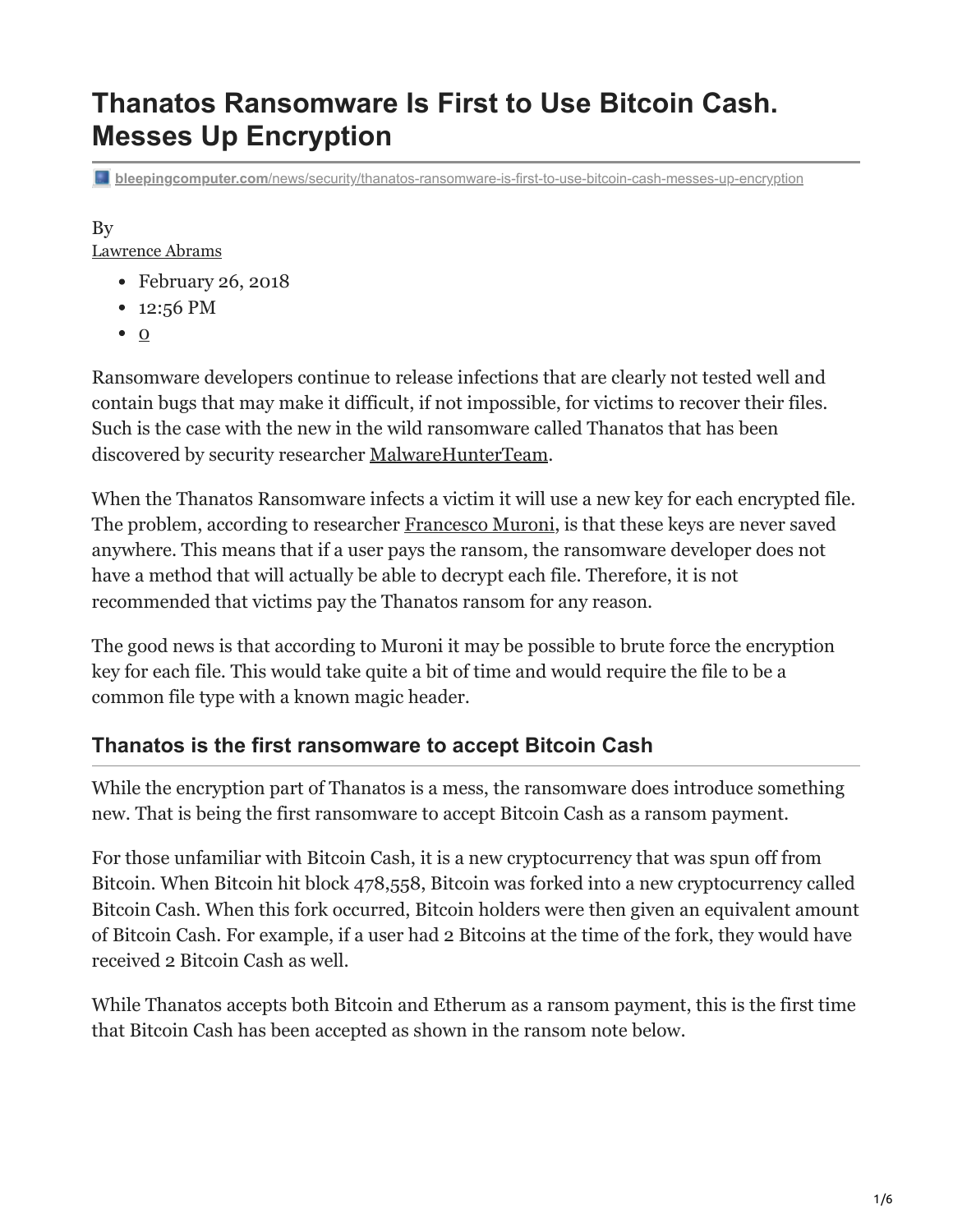# Thanatos Ransomware Is First to Use Bitcoin Cash. Messes Up Encryption

bleepingcomputer.com/news/security/thanatos-ransomware-is-first-to-use-bitcoin-cash-messes-up-encryption

By
Lawrence Abrams

- February 26, 2018
- 12:56 PM
- 0

Ransomware developers continue to release infections that are clearly not tested well and contain bugs that may make it difficult, if not impossible, for victims to recover their files. Such is the case with the new in the wild ransomware called Thanatos that has been discovered by security researcher MalwareHunterTeam.

When the Thanatos Ransomware infects a victim it will use a new key for each encrypted file. The problem, according to researcher Francesco Muroni, is that these keys are never saved anywhere. This means that if a user pays the ransom, the ransomware developer does not have a method that will actually be able to decrypt each file. Therefore, it is not recommended that victims pay the Thanatos ransom for any reason.

The good news is that according to Muroni it may be possible to brute force the encryption key for each file. This would take quite a bit of time and would require the file to be a common file type with a known magic header.

## Thanatos is the first ransomware to accept Bitcoin Cash

While the encryption part of Thanatos is a mess, the ransomware does introduce something new. That is being the first ransomware to accept Bitcoin Cash as a ransom payment.

For those unfamiliar with Bitcoin Cash, it is a new cryptocurrency that was spun off from Bitcoin. When Bitcoin hit block 478,558, Bitcoin was forked into a new cryptocurrency called Bitcoin Cash. When this fork occurred, Bitcoin holders were then given an equivalent amount of Bitcoin Cash. For example, if a user had 2 Bitcoins at the time of the fork, they would have received 2 Bitcoin Cash as well.

While Thanatos accepts both Bitcoin and Etherum as a ransom payment, this is the first time that Bitcoin Cash has been accepted as shown in the ransom note below.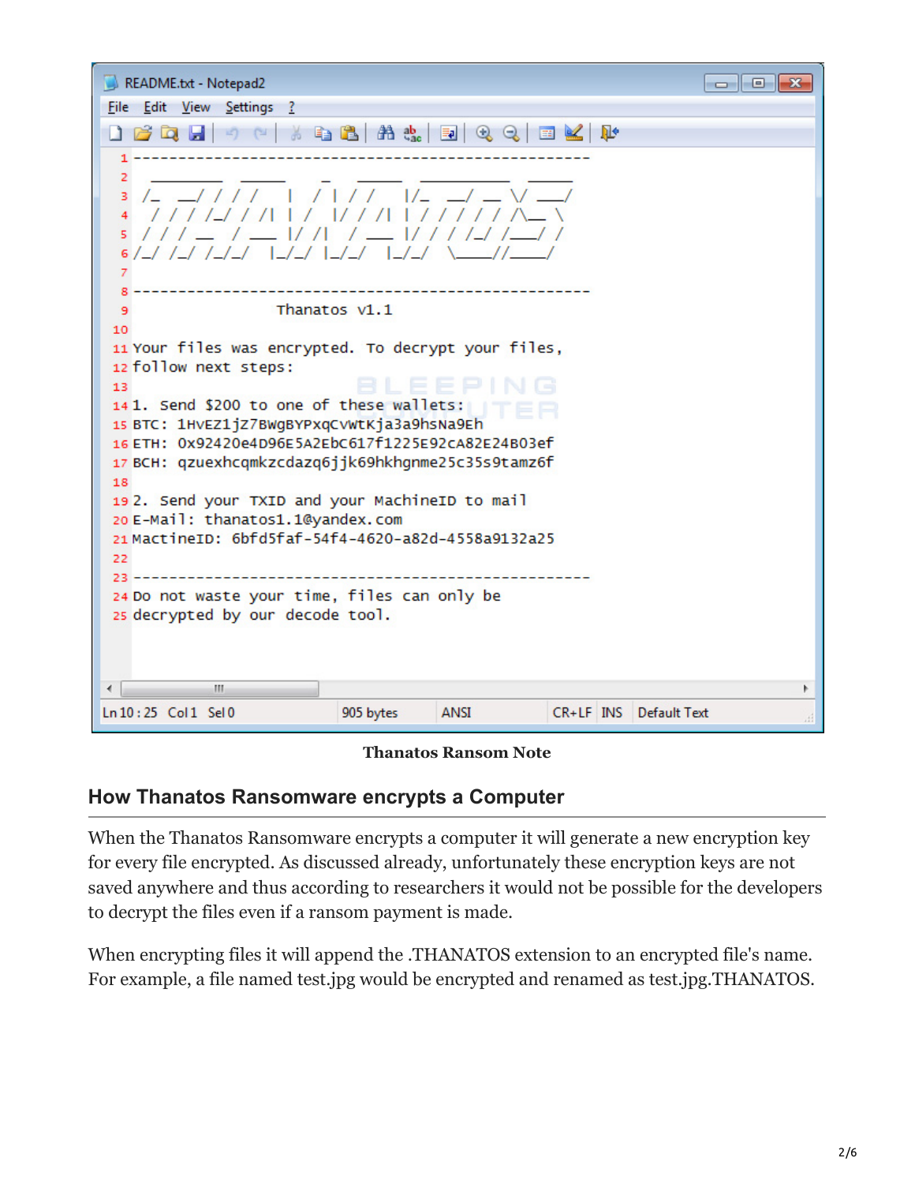```
-----------------------------------------------------

                    Thanatos v1.1

Your files was encrypted. To decrypt your files,
follow next steps:

1. Send $200 to one of these wallets:
BTC: 1HvEZ1jZ7BWgBYPxqCvWtKja3a9hsNa9Eh
ETH: 0x92420e4D96E5A2EbC617f1225E92cA82E24B03ef
BCH: qzuexhcqmkzcdazq6jjk69hkhgnme25c35s9tamz6f

2. Send your TXID and your MachineID to mail
E-Mail: thanatos1.1@yandex.com
MactineID: 6bfd5faf-54f4-4620-a82d-4558a9132a25

-----------------------------------------------------
Do not waste your time, files can only be
decrypted by our decode tool.
```

**Thanatos Ransom Note**

## How Thanatos Ransomware encrypts a Computer

When the Thanatos Ransomware encrypts a computer it will generate a new encryption key for every file encrypted. As discussed already, unfortunately these encryption keys are not saved anywhere and thus according to researchers it would not be possible for the developers to decrypt the files even if a ransom payment is made.

When encrypting files it will append the .THANATOS extension to an encrypted file's name. For example, a file named test.jpg would be encrypted and renamed as test.jpg.THANATOS.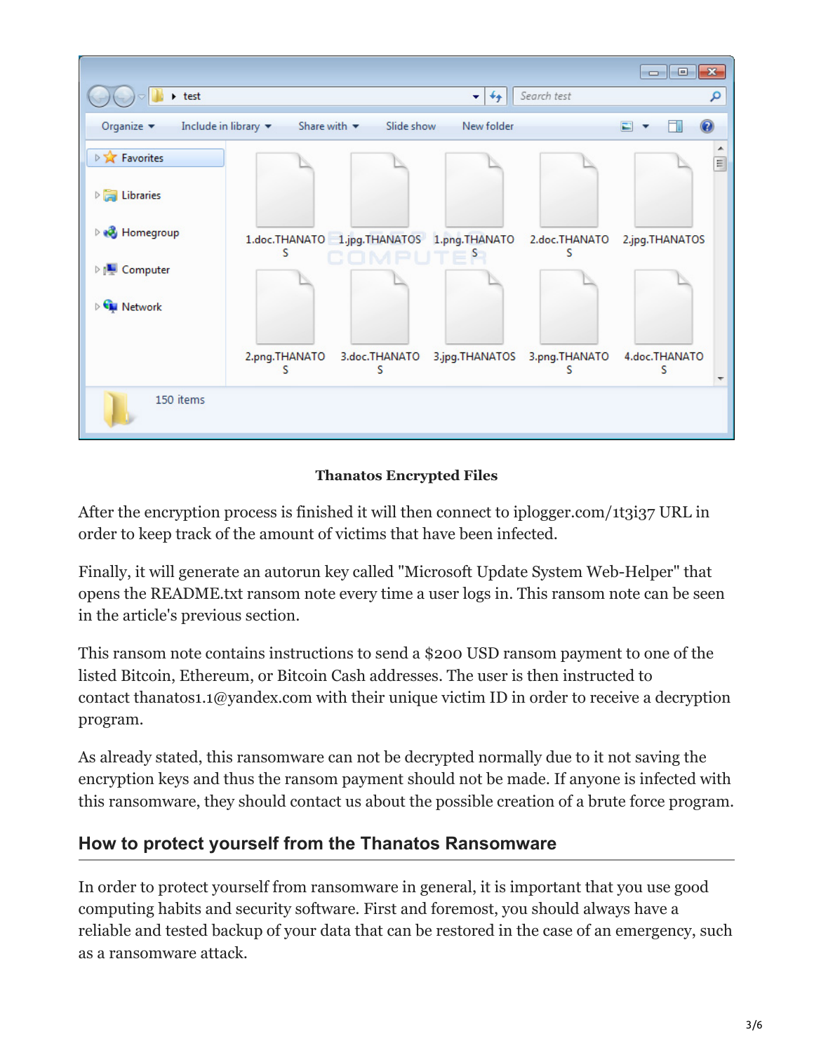**Thanatos Encrypted Files**

After the encryption process is finished it will then connect to iplogger.com/1t3i37 URL in order to keep track of the amount of victims that have been infected.

Finally, it will generate an autorun key called "Microsoft Update System Web-Helper" that opens the README.txt ransom note every time a user logs in. This ransom note can be seen in the article's previous section.

This ransom note contains instructions to send a $200 USD ransom payment to one of the listed Bitcoin, Ethereum, or Bitcoin Cash addresses. The user is then instructed to contact thanatos1.1@yandex.com with their unique victim ID in order to receive a decryption program.

As already stated, this ransomware can not be decrypted normally due to it not saving the encryption keys and thus the ransom payment should not be made. If anyone is infected with this ransomware, they should contact us about the possible creation of a brute force program.

## How to protect yourself from the Thanatos Ransomware

In order to protect yourself from ransomware in general, it is important that you use good computing habits and security software. First and foremost, you should always have a reliable and tested backup of your data that can be restored in the case of an emergency, such as a ransomware attack.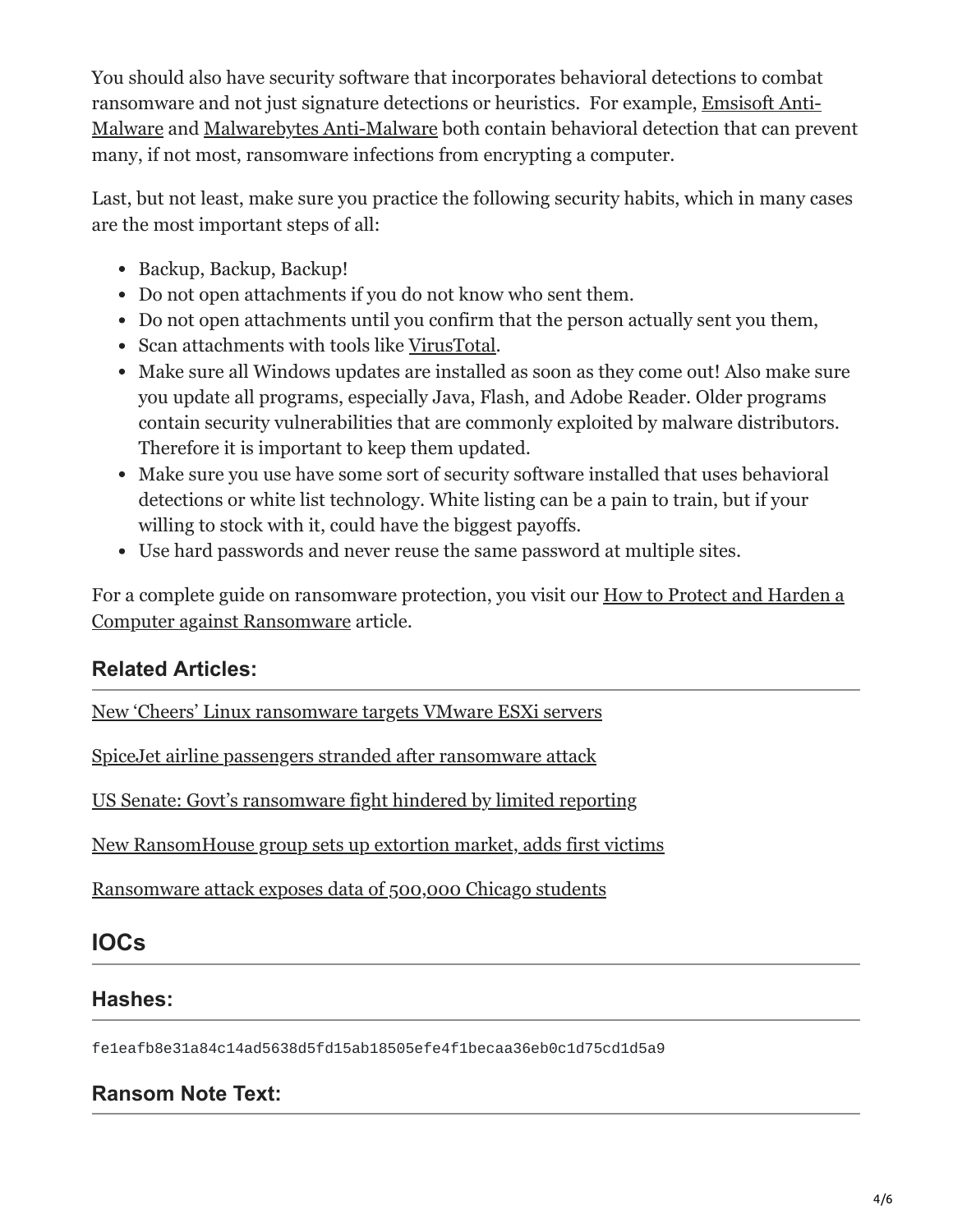You should also have security software that incorporates behavioral detections to combat ransomware and not just signature detections or heuristics. For example, Emsisoft Anti-Malware and Malwarebytes Anti-Malware both contain behavioral detection that can prevent many, if not most, ransomware infections from encrypting a computer.

Last, but not least, make sure you practice the following security habits, which in many cases are the most important steps of all:

- Backup, Backup, Backup!
- Do not open attachments if you do not know who sent them.
- Do not open attachments until you confirm that the person actually sent you them,
- Scan attachments with tools like VirusTotal.
- Make sure all Windows updates are installed as soon as they come out! Also make sure you update all programs, especially Java, Flash, and Adobe Reader. Older programs contain security vulnerabilities that are commonly exploited by malware distributors. Therefore it is important to keep them updated.
- Make sure you use have some sort of security software installed that uses behavioral detections or white list technology. White listing can be a pain to train, but if your willing to stock with it, could have the biggest payoffs.
- Use hard passwords and never reuse the same password at multiple sites.

For a complete guide on ransomware protection, you visit our How to Protect and Harden a Computer against Ransomware article.

### Related Articles:

New 'Cheers' Linux ransomware targets VMware ESXi servers

SpiceJet airline passengers stranded after ransomware attack

US Senate: Govt's ransomware fight hindered by limited reporting

New RansomHouse group sets up extortion market, adds first victims

Ransomware attack exposes data of 500,000 Chicago students

## IOCs

### Hashes:

```
fe1eafb8e31a84c14ad5638d5fd15ab18505efe4f1becaa36eb0c1d75cd1d5a9
```

### Ransom Note Text: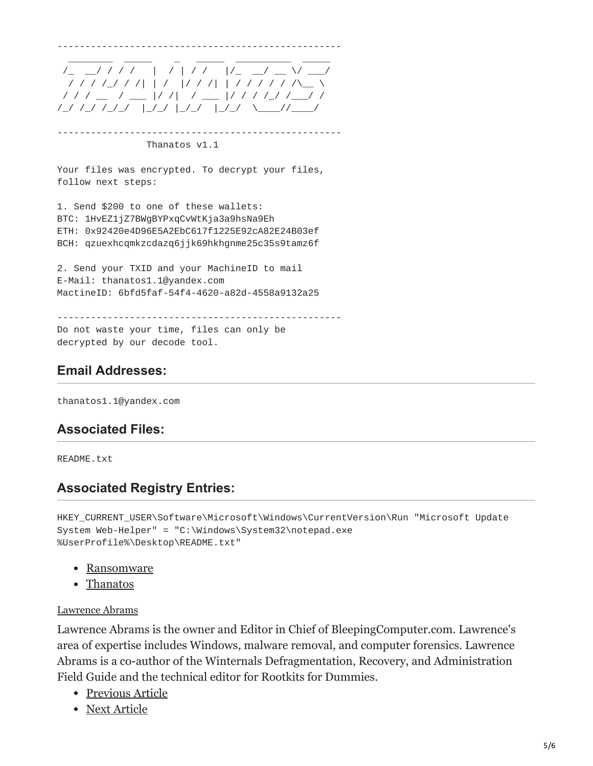```
--------------------------------------------------
  ________  _____    _   _____  _________  _____
 /_  __/ / / /   |  / | / /   |/_  __/ __ \/ ___/
  / / / /_/ / /| | /  |/ / /| | / / / / / /\__ \
 / / / __  / ___ |/ /|  / ___ |/ / / /_/ /___/ /
/_/ /_/ /_/_/  |_/_/ |_/_/  |_/_/  \____//____/

--------------------------------------------------
                Thanatos v1.1

Your files was encrypted. To decrypt your files,
follow next steps:

1. Send $200 to one of these wallets:
BTC: 1HvEZ1jZ7BWgBYPxqCvWtKja3a9hsNa9Eh
ETH: 0x92420e4D96E5A2EbC617f1225E92cA82E24B03ef
BCH: qzuexhcqmkzcdazq6jjk69hkhgnme25c35s9tamz6f

2. Send your TXID and your MachineID to mail
E-Mail: thanatos1.1@yandex.com
MactineID: 6bfd5faf-54f4-4620-a82d-4558a9132a25

--------------------------------------------------
Do not waste your time, files can only be
decrypted by our decode tool.
```

## Email Addresses:

```
thanatos1.1@yandex.com
```

## Associated Files:

```
README.txt
```

## Associated Registry Entries:

```
HKEY_CURRENT_USER\Software\Microsoft\Windows\CurrentVersion\Run "Microsoft Update
System Web-Helper" = "C:\Windows\System32\notepad.exe
%UserProfile%\Desktop\README.txt"
```

- Ransomware
- Thanatos

Lawrence Abrams

Lawrence Abrams is the owner and Editor in Chief of BleepingComputer.com. Lawrence's area of expertise includes Windows, malware removal, and computer forensics. Lawrence Abrams is a co-author of the Winternals Defragmentation, Recovery, and Administration Field Guide and the technical editor for Rootkits for Dummies.

- Previous Article
- Next Article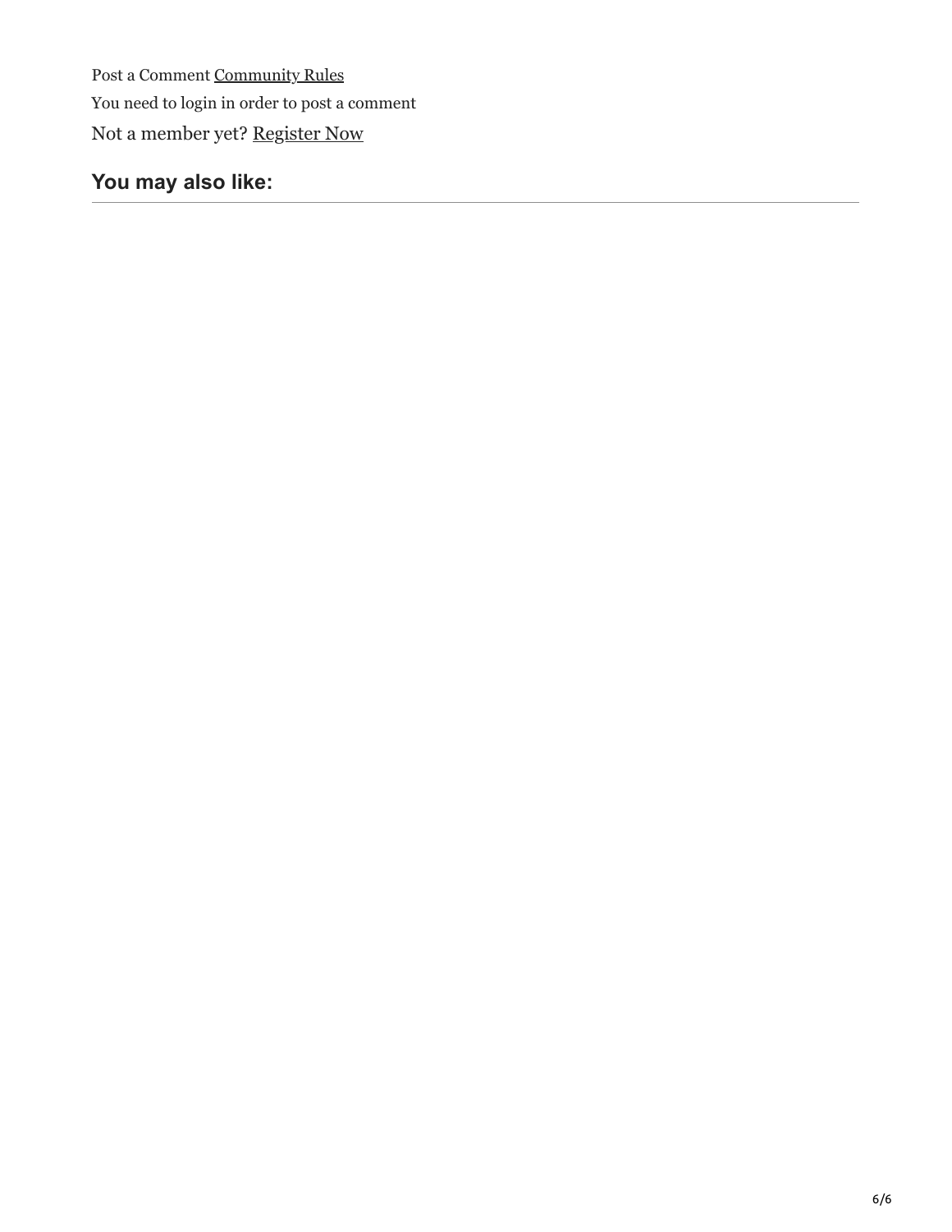Post a Comment [Community Rules]

You need to login in order to post a comment

Not a member yet? [Register Now]

## You may also like: